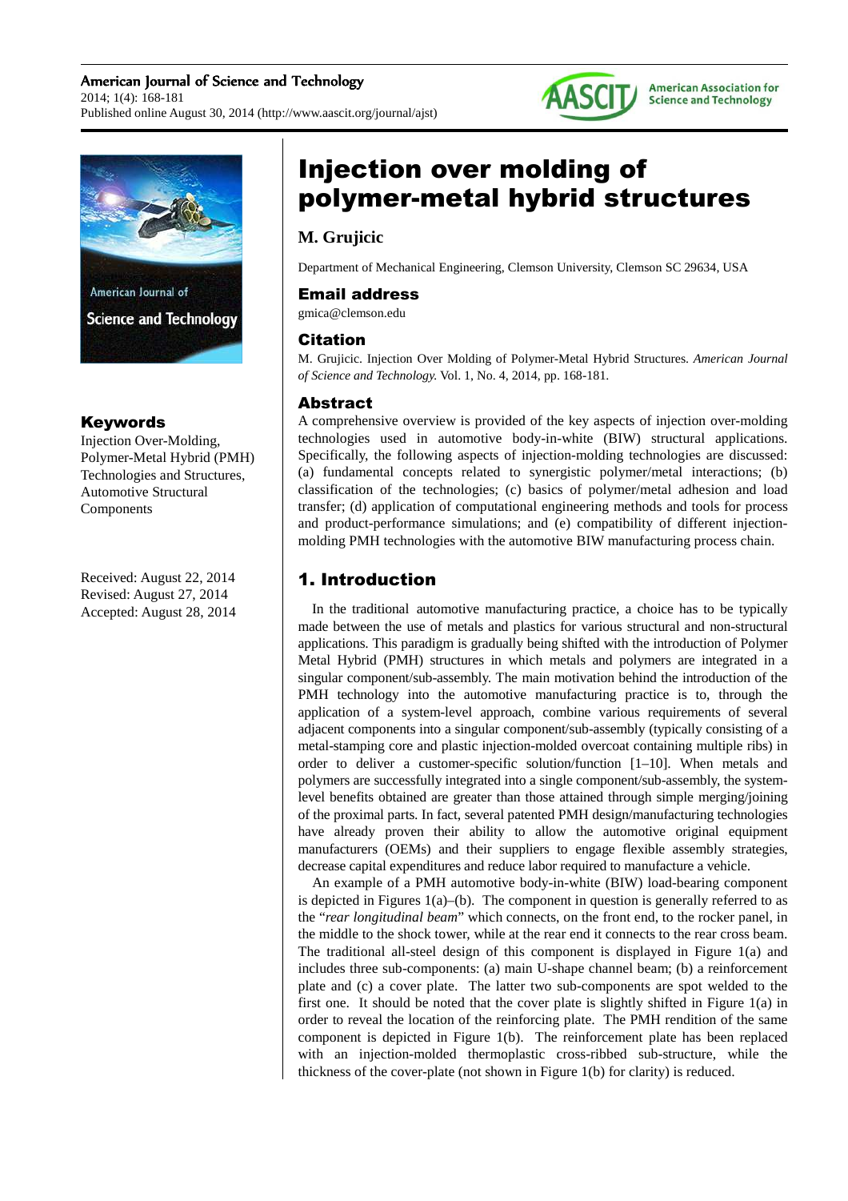# Injection over molding of polymer-metal hybrid structures

**M. Grujicic**

Department of Mechanical Engineering, Clemson University, Clemson SC 29634, USA

## Email address

gmica@clemson.edu

## Citation

M. Grujicic. Injection Over Molding of Polymer-Metal Hybrid Structures. *American Journal of Science and Technology.* Vol. 1, No. 4, 2014, pp. 168-181.

## Keywords

Injection Over-Molding, Polymer-Metal Hybrid (PMH) Technologies and Structures, Automotive Structural Components

Received: August 22, 2014
Revised: August 27, 2014
Accepted: August 28, 2014

## Abstract

A comprehensive overview is provided of the key aspects of injection over-molding technologies used in automotive body-in-white (BIW) structural applications. Specifically, the following aspects of injection-molding technologies are discussed: (a) fundamental concepts related to synergistic polymer/metal interactions; (b) classification of the technologies; (c) basics of polymer/metal adhesion and load transfer; (d) application of computational engineering methods and tools for process and product-performance simulations; and (e) compatibility of different injection-molding PMH technologies with the automotive BIW manufacturing process chain.

## 1. Introduction

In the traditional automotive manufacturing practice, a choice has to be typically made between the use of metals and plastics for various structural and non-structural applications. This paradigm is gradually being shifted with the introduction of Polymer Metal Hybrid (PMH) structures in which metals and polymers are integrated in a singular component/sub-assembly. The main motivation behind the introduction of the PMH technology into the automotive manufacturing practice is to, through the application of a system-level approach, combine various requirements of several adjacent components into a singular component/sub-assembly (typically consisting of a metal-stamping core and plastic injection-molded overcoat containing multiple ribs) in order to deliver a customer-specific solution/function [1–10]. When metals and polymers are successfully integrated into a single component/sub-assembly, the system-level benefits obtained are greater than those attained through simple merging/joining of the proximal parts. In fact, several patented PMH design/manufacturing technologies have already proven their ability to allow the automotive original equipment manufacturers (OEMs) and their suppliers to engage flexible assembly strategies, decrease capital expenditures and reduce labor required to manufacture a vehicle.

An example of a PMH automotive body-in-white (BIW) load-bearing component is depicted in Figures 1(a)–(b). The component in question is generally referred to as the "*rear longitudinal beam*" which connects, on the front end, to the rocker panel, in the middle to the shock tower, while at the rear end it connects to the rear cross beam. The traditional all-steel design of this component is displayed in Figure 1(a) and includes three sub-components: (a) main U-shape channel beam; (b) a reinforcement plate and (c) a cover plate. The latter two sub-components are spot welded to the first one. It should be noted that the cover plate is slightly shifted in Figure 1(a) in order to reveal the location of the reinforcing plate. The PMH rendition of the same component is depicted in Figure 1(b). The reinforcement plate has been replaced with an injection-molded thermoplastic cross-ribbed sub-structure, while the thickness of the cover-plate (not shown in Figure 1(b) for clarity) is reduced.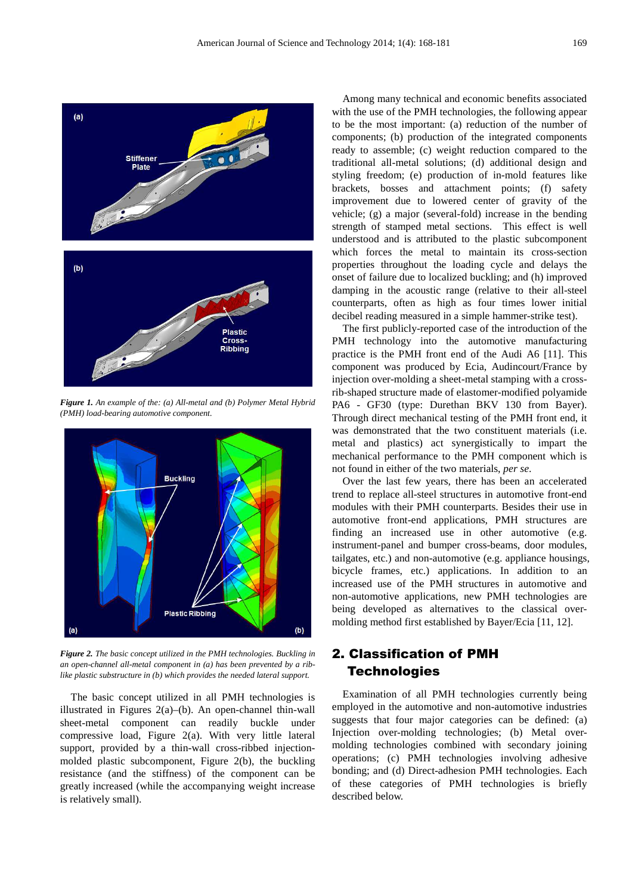*Figure 1. An example of the: (a) All-metal and (b) Polymer Metal Hybrid (PMH) load-bearing automotive component.*

*Figure 2. The basic concept utilized in the PMH technologies. Buckling in an open-channel all-metal component in (a) has been prevented by a rib-like plastic substructure in (b) which provides the needed lateral support.*

The basic concept utilized in all PMH technologies is illustrated in Figures 2(a)–(b). An open-channel thin-wall sheet-metal component can readily buckle under compressive load, Figure 2(a). With very little lateral support, provided by a thin-wall cross-ribbed injection-molded plastic subcomponent, Figure 2(b), the buckling resistance (and the stiffness) of the component can be greatly increased (while the accompanying weight increase is relatively small).

Among many technical and economic benefits associated with the use of the PMH technologies, the following appear to be the most important: (a) reduction of the number of components; (b) production of the integrated components ready to assemble; (c) weight reduction compared to the traditional all-metal solutions; (d) additional design and styling freedom; (e) production of in-mold features like brackets, bosses and attachment points; (f) safety improvement due to lowered center of gravity of the vehicle; (g) a major (several-fold) increase in the bending strength of stamped metal sections. This effect is well understood and is attributed to the plastic subcomponent which forces the metal to maintain its cross-section properties throughout the loading cycle and delays the onset of failure due to localized buckling; and (h) improved damping in the acoustic range (relative to their all-steel counterparts, often as high as four times lower initial decibel reading measured in a simple hammer-strike test).

The first publicly-reported case of the introduction of the PMH technology into the automotive manufacturing practice is the PMH front end of the Audi A6 [11]. This component was produced by Ecia, Audincourt/France by injection over-molding a sheet-metal stamping with a cross-rib-shaped structure made of elastomer-modified polyamide PA6 - GF30 (type: Durethan BKV 130 from Bayer). Through direct mechanical testing of the PMH front end, it was demonstrated that the two constituent materials (i.e. metal and plastics) act synergistically to impart the mechanical performance to the PMH component which is not found in either of the two materials, *per se*.

Over the last few years, there has been an accelerated trend to replace all-steel structures in automotive front-end modules with their PMH counterparts. Besides their use in automotive front-end applications, PMH structures are finding an increased use in other automotive (e.g. instrument-panel and bumper cross-beams, door modules, tailgates, etc.) and non-automotive (e.g. appliance housings, bicycle frames, etc.) applications. In addition to an increased use of the PMH structures in automotive and non-automotive applications, new PMH technologies are being developed as alternatives to the classical over-molding method first established by Bayer/Ecia [11, 12].

## 2. Classification of PMH Technologies

Examination of all PMH technologies currently being employed in the automotive and non-automotive industries suggests that four major categories can be defined: (a) Injection over-molding technologies; (b) Metal over-molding technologies combined with secondary joining operations; (c) PMH technologies involving adhesive bonding; and (d) Direct-adhesion PMH technologies. Each of these categories of PMH technologies is briefly described below.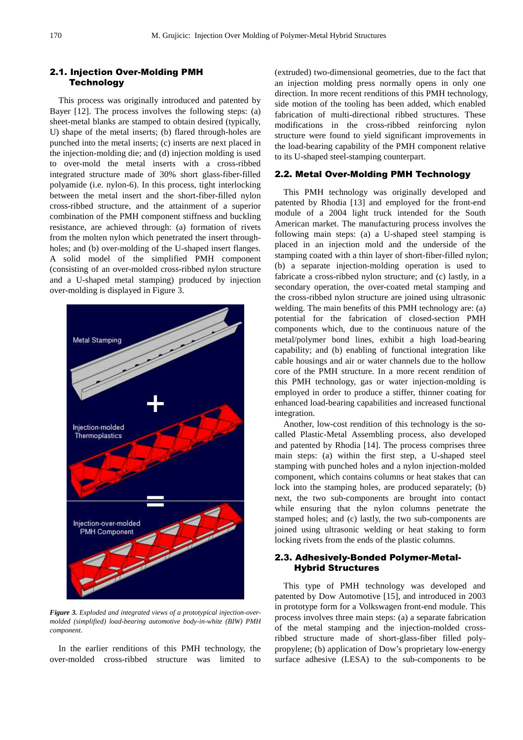### 2.1. Injection Over-Molding PMH Technology

This process was originally introduced and patented by Bayer [12]. The process involves the following steps: (a) sheet-metal blanks are stamped to obtain desired (typically, U) shape of the metal inserts; (b) flared through-holes are punched into the metal inserts; (c) inserts are next placed in the injection-molding die; and (d) injection molding is used to over-mold the metal inserts with a cross-ribbed integrated structure made of 30% short glass-fiber-filled polyamide (i.e. nylon-6). In this process, tight interlocking between the metal insert and the short-fiber-filled nylon cross-ribbed structure, and the attainment of a superior combination of the PMH component stiffness and buckling resistance, are achieved through: (a) formation of rivets from the molten nylon which penetrated the insert through-holes; and (b) over-molding of the U-shaped insert flanges. A solid model of the simplified PMH component (consisting of an over-molded cross-ribbed nylon structure and a U-shaped metal stamping) produced by injection over-molding is displayed in Figure 3.

*Figure 3. Exploded and integrated views of a prototypical injection-over-molded (simplified) load-bearing automotive body-in-white (BIW) PMH component.*

In the earlier renditions of this PMH technology, the over-molded cross-ribbed structure was limited to (extruded) two-dimensional geometries, due to the fact that an injection molding press normally opens in only one direction. In more recent renditions of this PMH technology, side motion of the tooling has been added, which enabled fabrication of multi-directional ribbed structures. These modifications in the cross-ribbed reinforcing nylon structure were found to yield significant improvements in the load-bearing capability of the PMH component relative to its U-shaped steel-stamping counterpart.

### 2.2. Metal Over-Molding PMH Technology

This PMH technology was originally developed and patented by Rhodia [13] and employed for the front-end module of a 2004 light truck intended for the South American market. The manufacturing process involves the following main steps: (a) a U-shaped steel stamping is placed in an injection mold and the underside of the stamping coated with a thin layer of short-fiber-filled nylon; (b) a separate injection-molding operation is used to fabricate a cross-ribbed nylon structure; and (c) lastly, in a secondary operation, the over-coated metal stamping and the cross-ribbed nylon structure are joined using ultrasonic welding. The main benefits of this PMH technology are: (a) potential for the fabrication of closed-section PMH components which, due to the continuous nature of the metal/polymer bond lines, exhibit a high load-bearing capability; and (b) enabling of functional integration like cable housings and air or water channels due to the hollow core of the PMH structure. In a more recent rendition of this PMH technology, gas or water injection-molding is employed in order to produce a stiffer, thinner coating for enhanced load-bearing capabilities and increased functional integration.

Another, low-cost rendition of this technology is the so-called Plastic-Metal Assembling process, also developed and patented by Rhodia [14]. The process comprises three main steps: (a) within the first step, a U-shaped steel stamping with punched holes and a nylon injection-molded component, which contains columns or heat stakes that can lock into the stamping holes, are produced separately; (b) next, the two sub-components are brought into contact while ensuring that the nylon columns penetrate the stamped holes; and (c) lastly, the two sub-components are joined using ultrasonic welding or heat staking to form locking rivets from the ends of the plastic columns.

### 2.3. Adhesively-Bonded Polymer-Metal-Hybrid Structures

This type of PMH technology was developed and patented by Dow Automotive [15], and introduced in 2003 in prototype form for a Volkswagen front-end module. This process involves three main steps: (a) a separate fabrication of the metal stamping and the injection-molded cross-ribbed structure made of short-glass-fiber filled poly-propylene; (b) application of Dow's proprietary low-energy surface adhesive (LESA) to the sub-components to be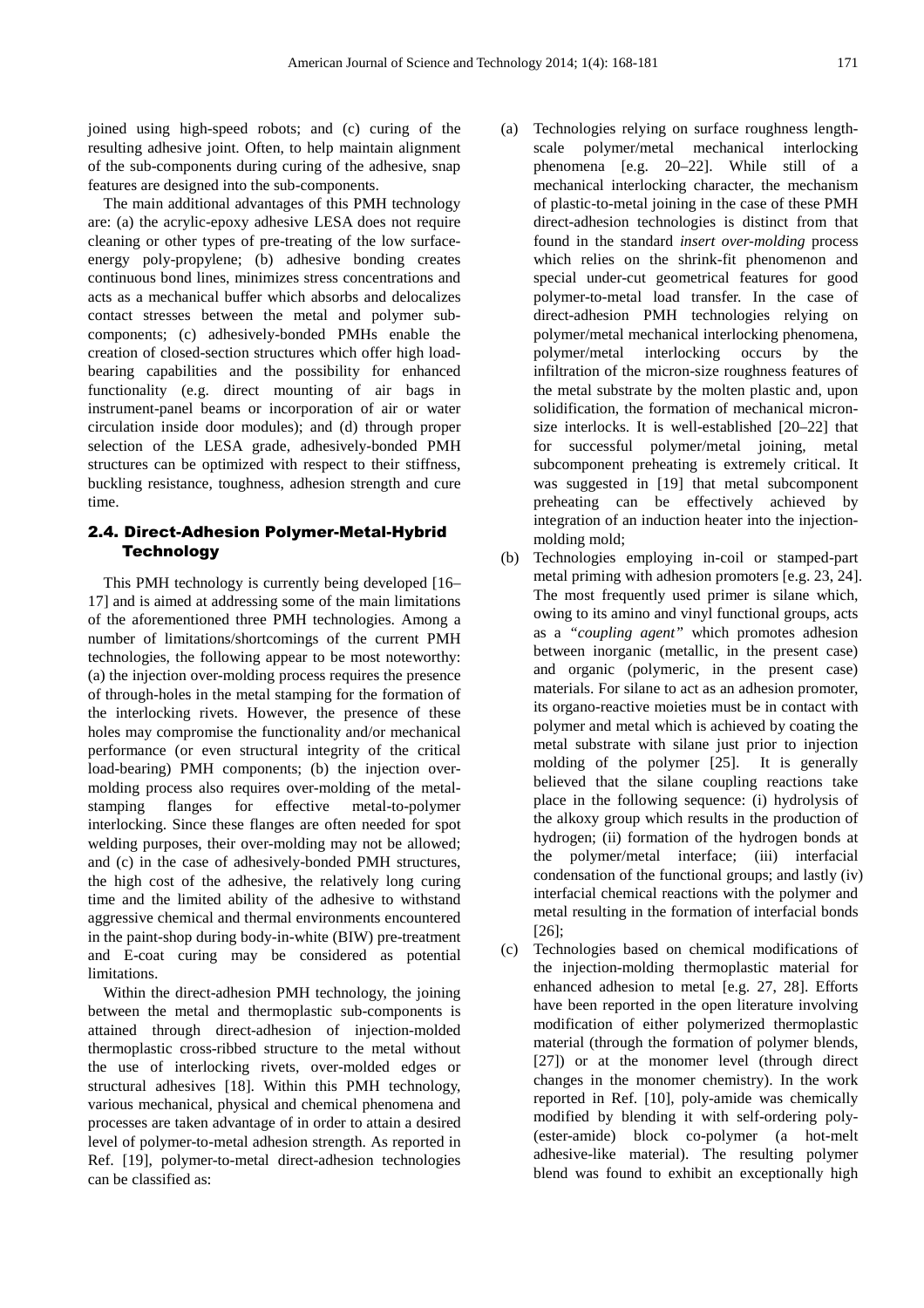joined using high-speed robots; and (c) curing of the resulting adhesive joint. Often, to help maintain alignment of the sub-components during curing of the adhesive, snap features are designed into the sub-components.

The main additional advantages of this PMH technology are: (a) the acrylic-epoxy adhesive LESA does not require cleaning or other types of pre-treating of the low surface-energy poly-propylene; (b) adhesive bonding creates continuous bond lines, minimizes stress concentrations and acts as a mechanical buffer which absorbs and delocalizes contact stresses between the metal and polymer sub-components; (c) adhesively-bonded PMHs enable the creation of closed-section structures which offer high load-bearing capabilities and the possibility for enhanced functionality (e.g. direct mounting of air bags in instrument-panel beams or incorporation of air or water circulation inside door modules); and (d) through proper selection of the LESA grade, adhesively-bonded PMH structures can be optimized with respect to their stiffness, buckling resistance, toughness, adhesion strength and cure time.

## 2.4. Direct-Adhesion Polymer-Metal-Hybrid Technology

This PMH technology is currently being developed [16–17] and is aimed at addressing some of the main limitations of the aforementioned three PMH technologies. Among a number of limitations/shortcomings of the current PMH technologies, the following appear to be most noteworthy: (a) the injection over-molding process requires the presence of through-holes in the metal stamping for the formation of the interlocking rivets. However, the presence of these holes may compromise the functionality and/or mechanical performance (or even structural integrity of the critical load-bearing) PMH components; (b) the injection over-molding process also requires over-molding of the metal-stamping flanges for effective metal-to-polymer interlocking. Since these flanges are often needed for spot welding purposes, their over-molding may not be allowed; and (c) in the case of adhesively-bonded PMH structures, the high cost of the adhesive, the relatively long curing time and the limited ability of the adhesive to withstand aggressive chemical and thermal environments encountered in the paint-shop during body-in-white (BIW) pre-treatment and E-coat curing may be considered as potential limitations.

Within the direct-adhesion PMH technology, the joining between the metal and thermoplastic sub-components is attained through direct-adhesion of injection-molded thermoplastic cross-ribbed structure to the metal without the use of interlocking rivets, over-molded edges or structural adhesives [18]. Within this PMH technology, various mechanical, physical and chemical phenomena and processes are taken advantage of in order to attain a desired level of polymer-to-metal adhesion strength. As reported in Ref. [19], polymer-to-metal direct-adhesion technologies can be classified as:

(a) Technologies relying on surface roughness length-scale polymer/metal mechanical interlocking phenomena [e.g. 20–22]. While still of a mechanical interlocking character, the mechanism of plastic-to-metal joining in the case of these PMH direct-adhesion technologies is distinct from that found in the standard *insert over-molding* process which relies on the shrink-fit phenomenon and special under-cut geometrical features for good polymer-to-metal load transfer. In the case of direct-adhesion PMH technologies relying on polymer/metal mechanical interlocking phenomena, polymer/metal interlocking occurs by the infiltration of the micron-size roughness features of the metal substrate by the molten plastic and, upon solidification, the formation of mechanical micron-size interlocks. It is well-established [20–22] that for successful polymer/metal joining, metal subcomponent preheating is extremely critical. It was suggested in [19] that metal subcomponent preheating can be effectively achieved by integration of an induction heater into the injection-molding mold;

(b) Technologies employing in-coil or stamped-part metal priming with adhesion promoters [e.g. 23, 24]. The most frequently used primer is silane which, owing to its amino and vinyl functional groups, acts as a *"coupling agent"* which promotes adhesion between inorganic (metallic, in the present case) and organic (polymeric, in the present case) materials. For silane to act as an adhesion promoter, its organo-reactive moieties must be in contact with polymer and metal which is achieved by coating the metal substrate with silane just prior to injection molding of the polymer [25]. It is generally believed that the silane coupling reactions take place in the following sequence: (i) hydrolysis of the alkoxy group which results in the production of hydrogen; (ii) formation of the hydrogen bonds at the polymer/metal interface; (iii) interfacial condensation of the functional groups; and lastly (iv) interfacial chemical reactions with the polymer and metal resulting in the formation of interfacial bonds [26];

(c) Technologies based on chemical modifications of the injection-molding thermoplastic material for enhanced adhesion to metal [e.g. 27, 28]. Efforts have been reported in the open literature involving modification of either polymerized thermoplastic material (through the formation of polymer blends, [27]) or at the monomer level (through direct changes in the monomer chemistry). In the work reported in Ref. [10], poly-amide was chemically modified by blending it with self-ordering poly-(ester-amide) block co-polymer (a hot-melt adhesive-like material). The resulting polymer blend was found to exhibit an exceptionally high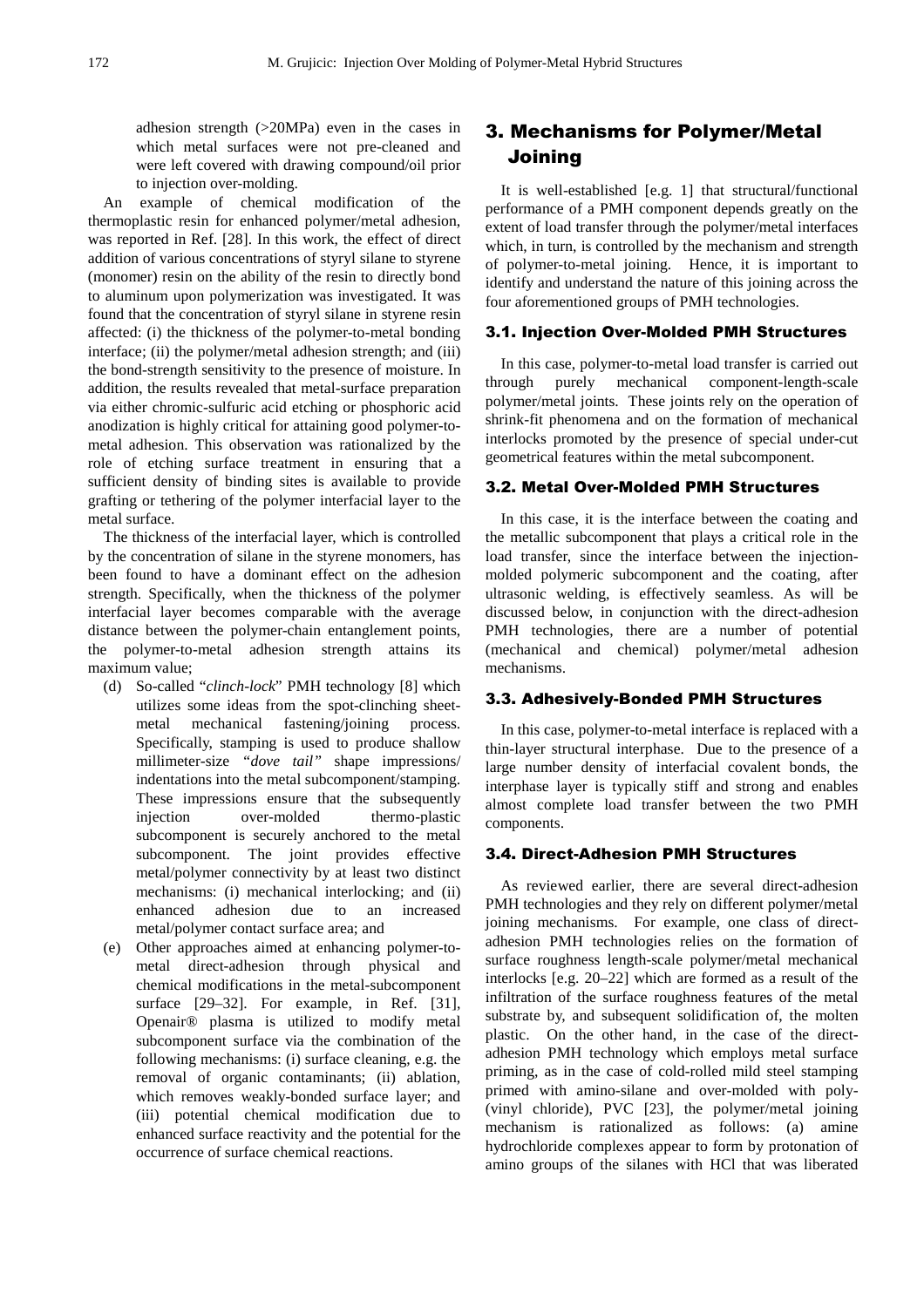adhesion strength (>20MPa) even in the cases in which metal surfaces were not pre-cleaned and were left covered with drawing compound/oil prior to injection over-molding.

An example of chemical modification of the thermoplastic resin for enhanced polymer/metal adhesion, was reported in Ref. [28]. In this work, the effect of direct addition of various concentrations of styryl silane to styrene (monomer) resin on the ability of the resin to directly bond to aluminum upon polymerization was investigated. It was found that the concentration of styryl silane in styrene resin affected: (i) the thickness of the polymer-to-metal bonding interface; (ii) the polymer/metal adhesion strength; and (iii) the bond-strength sensitivity to the presence of moisture. In addition, the results revealed that metal-surface preparation via either chromic-sulfuric acid etching or phosphoric acid anodization is highly critical for attaining good polymer-to-metal adhesion. This observation was rationalized by the role of etching surface treatment in ensuring that a sufficient density of binding sites is available to provide grafting or tethering of the polymer interfacial layer to the metal surface.

The thickness of the interfacial layer, which is controlled by the concentration of silane in the styrene monomers, has been found to have a dominant effect on the adhesion strength. Specifically, when the thickness of the polymer interfacial layer becomes comparable with the average distance between the polymer-chain entanglement points, the polymer-to-metal adhesion strength attains its maximum value;

(d) So-called "*clinch-lock*" PMH technology [8] which utilizes some ideas from the spot-clinching sheet-metal mechanical fastening/joining process. Specifically, stamping is used to produce shallow millimeter-size *"dove tail"* shape impressions/ indentations into the metal subcomponent/stamping. These impressions ensure that the subsequently injection over-molded thermo-plastic subcomponent is securely anchored to the metal subcomponent. The joint provides effective metal/polymer connectivity by at least two distinct mechanisms: (i) mechanical interlocking; and (ii) enhanced adhesion due to an increased metal/polymer contact surface area; and

(e) Other approaches aimed at enhancing polymer-to-metal direct-adhesion through physical and chemical modifications in the metal-subcomponent surface [29–32]. For example, in Ref. [31], Openair® plasma is utilized to modify metal subcomponent surface via the combination of the following mechanisms: (i) surface cleaning, e.g. the removal of organic contaminants; (ii) ablation, which removes weakly-bonded surface layer; and (iii) potential chemical modification due to enhanced surface reactivity and the potential for the occurrence of surface chemical reactions.

## 3. Mechanisms for Polymer/Metal Joining

It is well-established [e.g. 1] that structural/functional performance of a PMH component depends greatly on the extent of load transfer through the polymer/metal interfaces which, in turn, is controlled by the mechanism and strength of polymer-to-metal joining. Hence, it is important to identify and understand the nature of this joining across the four aforementioned groups of PMH technologies.

### 3.1. Injection Over-Molded PMH Structures

In this case, polymer-to-metal load transfer is carried out through purely mechanical component-length-scale polymer/metal joints. These joints rely on the operation of shrink-fit phenomena and on the formation of mechanical interlocks promoted by the presence of special under-cut geometrical features within the metal subcomponent.

### 3.2. Metal Over-Molded PMH Structures

In this case, it is the interface between the coating and the metallic subcomponent that plays a critical role in the load transfer, since the interface between the injection-molded polymeric subcomponent and the coating, after ultrasonic welding, is effectively seamless. As will be discussed below, in conjunction with the direct-adhesion PMH technologies, there are a number of potential (mechanical and chemical) polymer/metal adhesion mechanisms.

### 3.3. Adhesively-Bonded PMH Structures

In this case, polymer-to-metal interface is replaced with a thin-layer structural interphase. Due to the presence of a large number density of interfacial covalent bonds, the interphase layer is typically stiff and strong and enables almost complete load transfer between the two PMH components.

### 3.4. Direct-Adhesion PMH Structures

As reviewed earlier, there are several direct-adhesion PMH technologies and they rely on different polymer/metal joining mechanisms. For example, one class of direct-adhesion PMH technologies relies on the formation of surface roughness length-scale polymer/metal mechanical interlocks [e.g. 20–22] which are formed as a result of the infiltration of the surface roughness features of the metal substrate by, and subsequent solidification of, the molten plastic. On the other hand, in the case of the direct-adhesion PMH technology which employs metal surface priming, as in the case of cold-rolled mild steel stamping primed with amino-silane and over-molded with poly-(vinyl chloride), PVC [23], the polymer/metal joining mechanism is rationalized as follows: (a) amine hydrochloride complexes appear to form by protonation of amino groups of the silanes with HCl that was liberated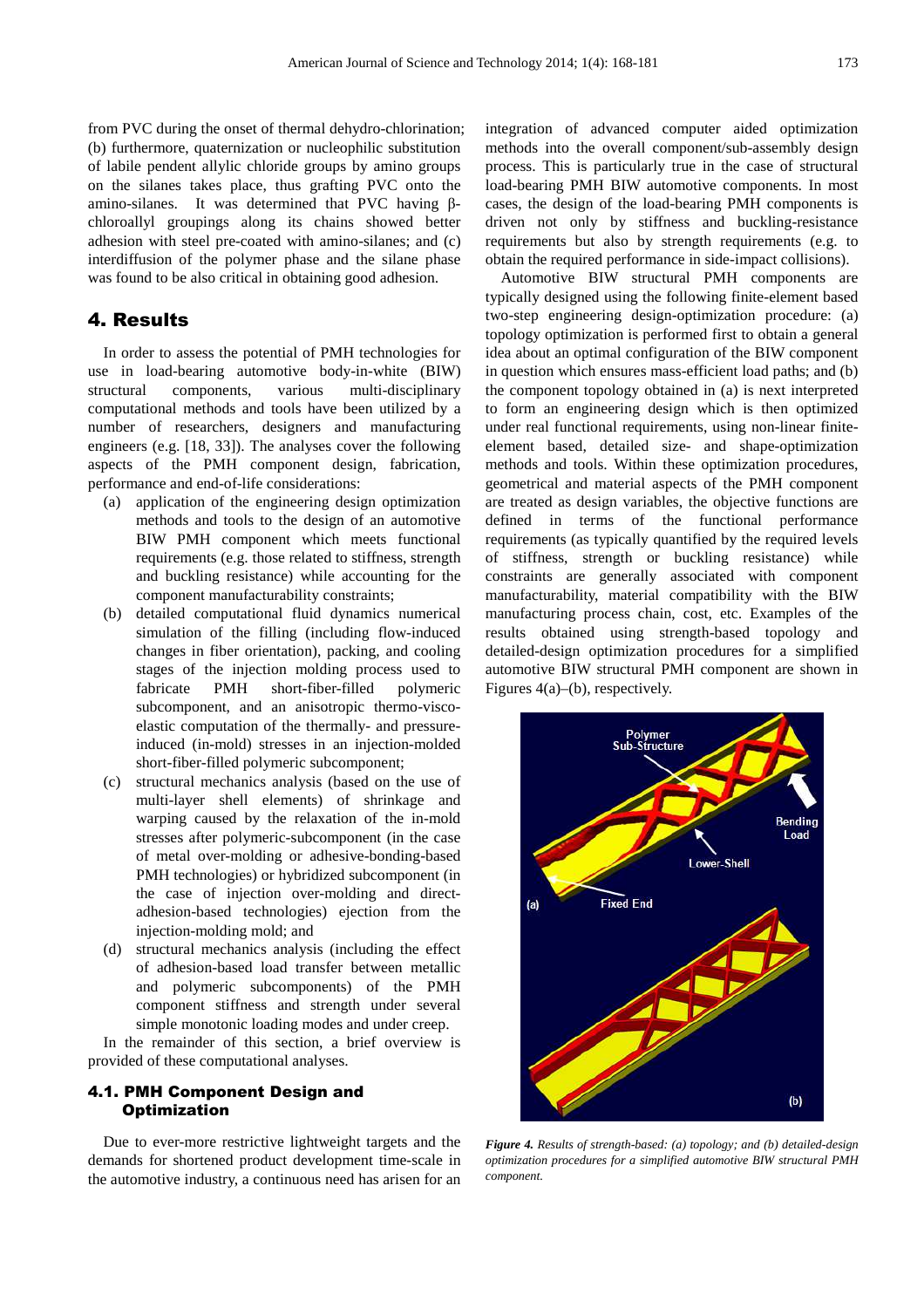from PVC during the onset of thermal dehydro-chlorination; (b) furthermore, quaternization or nucleophilic substitution of labile pendent allylic chloride groups by amino groups on the silanes takes place, thus grafting PVC onto the amino-silanes. It was determined that PVC having β-chloroallyl groupings along its chains showed better adhesion with steel pre-coated with amino-silanes; and (c) interdiffusion of the polymer phase and the silane phase was found to be also critical in obtaining good adhesion.

## 4. Results

In order to assess the potential of PMH technologies for use in load-bearing automotive body-in-white (BIW) structural components, various multi-disciplinary computational methods and tools have been utilized by a number of researchers, designers and manufacturing engineers (e.g. [18, 33]). The analyses cover the following aspects of the PMH component design, fabrication, performance and end-of-life considerations:

(a) application of the engineering design optimization methods and tools to the design of an automotive BIW PMH component which meets functional requirements (e.g. those related to stiffness, strength and buckling resistance) while accounting for the component manufacturability constraints;

(b) detailed computational fluid dynamics numerical simulation of the filling (including flow-induced changes in fiber orientation), packing, and cooling stages of the injection molding process used to fabricate PMH short-fiber-filled polymeric subcomponent, and an anisotropic thermo-visco-elastic computation of the thermally- and pressure-induced (in-mold) stresses in an injection-molded short-fiber-filled polymeric subcomponent;

(c) structural mechanics analysis (based on the use of multi-layer shell elements) of shrinkage and warping caused by the relaxation of the in-mold stresses after polymeric-subcomponent (in the case of metal over-molding or adhesive-bonding-based PMH technologies) or hybridized subcomponent (in the case of injection over-molding and direct-adhesion-based technologies) ejection from the injection-molding mold; and

(d) structural mechanics analysis (including the effect of adhesion-based load transfer between metallic and polymeric subcomponents) of the PMH component stiffness and strength under several simple monotonic loading modes and under creep.

In the remainder of this section, a brief overview is provided of these computational analyses.

### 4.1. PMH Component Design and Optimization

Due to ever-more restrictive lightweight targets and the demands for shortened product development time-scale in the automotive industry, a continuous need has arisen for an integration of advanced computer aided optimization methods into the overall component/sub-assembly design process. This is particularly true in the case of structural load-bearing PMH BIW automotive components. In most cases, the design of the load-bearing PMH components is driven not only by stiffness and buckling-resistance requirements but also by strength requirements (e.g. to obtain the required performance in side-impact collisions).

Automotive BIW structural PMH components are typically designed using the following finite-element based two-step engineering design-optimization procedure: (a) topology optimization is performed first to obtain a general idea about an optimal configuration of the BIW component in question which ensures mass-efficient load paths; and (b) the component topology obtained in (a) is next interpreted to form an engineering design which is then optimized under real functional requirements, using non-linear finite-element based, detailed size- and shape-optimization methods and tools. Within these optimization procedures, geometrical and material aspects of the PMH component are treated as design variables, the objective functions are defined in terms of the functional performance requirements (as typically quantified by the required levels of stiffness, strength or buckling resistance) while constraints are generally associated with component manufacturability, material compatibility with the BIW manufacturing process chain, cost, etc. Examples of the results obtained using strength-based topology and detailed-design optimization procedures for a simplified automotive BIW structural PMH component are shown in Figures 4(a)–(b), respectively.

*Figure 4. Results of strength-based: (a) topology; and (b) detailed-design optimization procedures for a simplified automotive BIW structural PMH component.*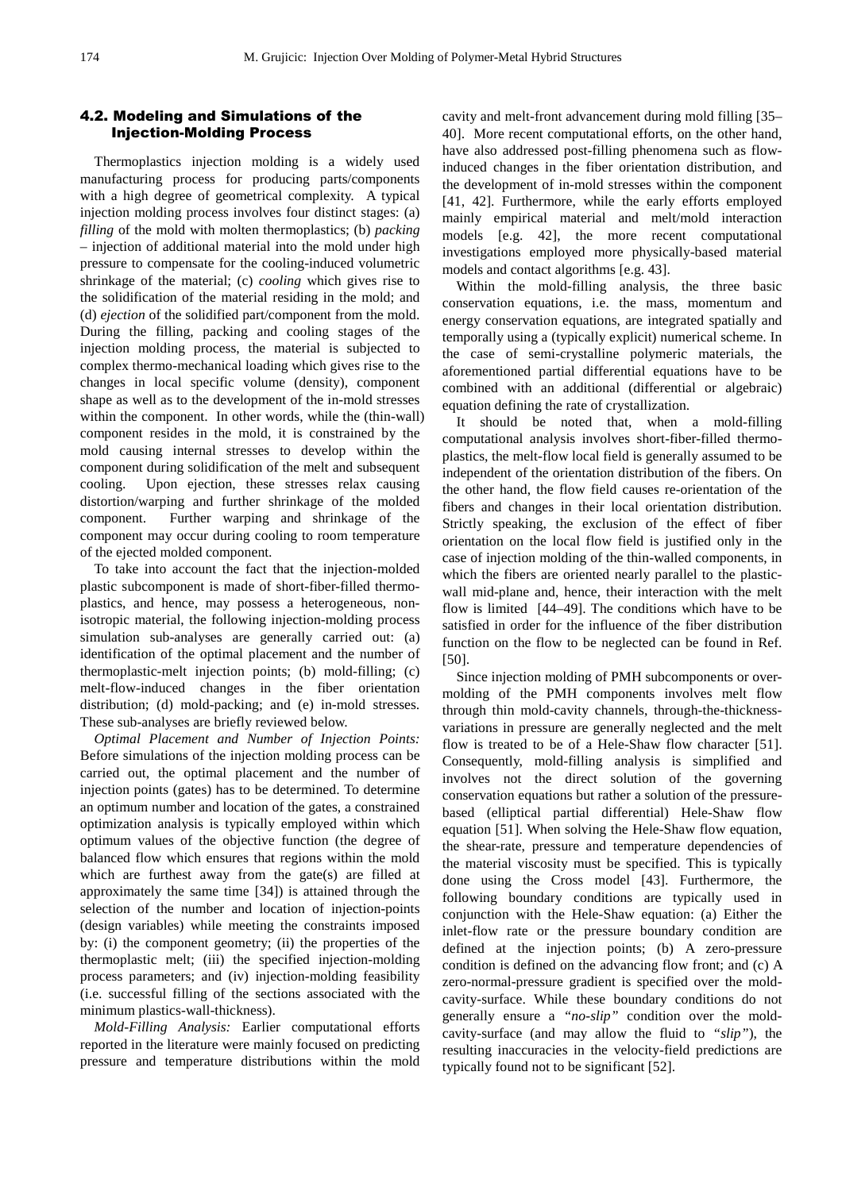### 4.2. Modeling and Simulations of the Injection-Molding Process

Thermoplastics injection molding is a widely used manufacturing process for producing parts/components with a high degree of geometrical complexity. A typical injection molding process involves four distinct stages: (a) *filling* of the mold with molten thermoplastics; (b) *packing* – injection of additional material into the mold under high pressure to compensate for the cooling-induced volumetric shrinkage of the material; (c) *cooling* which gives rise to the solidification of the material residing in the mold; and (d) *ejection* of the solidified part/component from the mold. During the filling, packing and cooling stages of the injection molding process, the material is subjected to complex thermo-mechanical loading which gives rise to the changes in local specific volume (density), component shape as well as to the development of the in-mold stresses within the component. In other words, while the (thin-wall) component resides in the mold, it is constrained by the mold causing internal stresses to develop within the component during solidification of the melt and subsequent cooling. Upon ejection, these stresses relax causing distortion/warping and further shrinkage of the molded component. Further warping and shrinkage of the component may occur during cooling to room temperature of the ejected molded component.

To take into account the fact that the injection-molded plastic subcomponent is made of short-fiber-filled thermoplastics, and hence, may possess a heterogeneous, non-isotropic material, the following injection-molding process simulation sub-analyses are generally carried out: (a) identification of the optimal placement and the number of thermoplastic-melt injection points; (b) mold-filling; (c) melt-flow-induced changes in the fiber orientation distribution; (d) mold-packing; and (e) in-mold stresses. These sub-analyses are briefly reviewed below.

*Optimal Placement and Number of Injection Points:* Before simulations of the injection molding process can be carried out, the optimal placement and the number of injection points (gates) has to be determined. To determine an optimum number and location of the gates, a constrained optimization analysis is typically employed within which optimum values of the objective function (the degree of balanced flow which ensures that regions within the mold which are furthest away from the gate(s) are filled at approximately the same time [34]) is attained through the selection of the number and location of injection-points (design variables) while meeting the constraints imposed by: (i) the component geometry; (ii) the properties of the thermoplastic melt; (iii) the specified injection-molding process parameters; and (iv) injection-molding feasibility (i.e. successful filling of the sections associated with the minimum plastics-wall-thickness).

*Mold-Filling Analysis:* Earlier computational efforts reported in the literature were mainly focused on predicting pressure and temperature distributions within the mold cavity and melt-front advancement during mold filling [35–40]. More recent computational efforts, on the other hand, have also addressed post-filling phenomena such as flow-induced changes in the fiber orientation distribution, and the development of in-mold stresses within the component [41, 42]. Furthermore, while the early efforts employed mainly empirical material and melt/mold interaction models [e.g. 42], the more recent computational investigations employed more physically-based material models and contact algorithms [e.g. 43].

Within the mold-filling analysis, the three basic conservation equations, i.e. the mass, momentum and energy conservation equations, are integrated spatially and temporally using a (typically explicit) numerical scheme. In the case of semi-crystalline polymeric materials, the aforementioned partial differential equations have to be combined with an additional (differential or algebraic) equation defining the rate of crystallization.

It should be noted that, when a mold-filling computational analysis involves short-fiber-filled thermoplastics, the melt-flow local field is generally assumed to be independent of the orientation distribution of the fibers. On the other hand, the flow field causes re-orientation of the fibers and changes in their local orientation distribution. Strictly speaking, the exclusion of the effect of fiber orientation on the local flow field is justified only in the case of injection molding of the thin-walled components, in which the fibers are oriented nearly parallel to the plastic-wall mid-plane and, hence, their interaction with the melt flow is limited [44–49]. The conditions which have to be satisfied in order for the influence of the fiber distribution function on the flow to be neglected can be found in Ref. [50].

Since injection molding of PMH subcomponents or over-molding of the PMH components involves melt flow through thin mold-cavity channels, through-the-thickness-variations in pressure are generally neglected and the melt flow is treated to be of a Hele-Shaw flow character [51]. Consequently, mold-filling analysis is simplified and involves not the direct solution of the governing conservation equations but rather a solution of the pressure-based (elliptical partial differential) Hele-Shaw flow equation [51]. When solving the Hele-Shaw flow equation, the shear-rate, pressure and temperature dependencies of the material viscosity must be specified. This is typically done using the Cross model [43]. Furthermore, the following boundary conditions are typically used in conjunction with the Hele-Shaw equation: (a) Either the inlet-flow rate or the pressure boundary condition are defined at the injection points; (b) A zero-pressure condition is defined on the advancing flow front; and (c) A zero-normal-pressure gradient is specified over the mold-cavity-surface. While these boundary conditions do not generally ensure a *"no-slip"* condition over the mold-cavity-surface (and may allow the fluid to *"slip"*), the resulting inaccuracies in the velocity-field predictions are typically found not to be significant [52].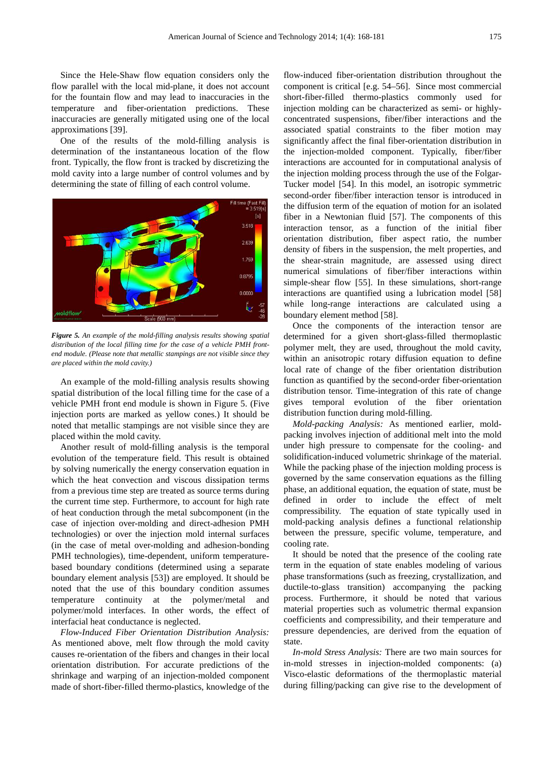Since the Hele-Shaw flow equation considers only the flow parallel with the local mid-plane, it does not account for the fountain flow and may lead to inaccuracies in the temperature and fiber-orientation predictions. These inaccuracies are generally mitigated using one of the local approximations [39].

One of the results of the mold-filling analysis is determination of the instantaneous location of the flow front. Typically, the flow front is tracked by discretizing the mold cavity into a large number of control volumes and by determining the state of filling of each control volume.

*Figure 5. An example of the mold-filling analysis results showing spatial distribution of the local filling time for the case of a vehicle PMH front-end module. (Please note that metallic stampings are not visible since they are placed within the mold cavity.)*

An example of the mold-filling analysis results showing spatial distribution of the local filling time for the case of a vehicle PMH front end module is shown in Figure 5. (Five injection ports are marked as yellow cones.) It should be noted that metallic stampings are not visible since they are placed within the mold cavity.

Another result of mold-filling analysis is the temporal evolution of the temperature field. This result is obtained by solving numerically the energy conservation equation in which the heat convection and viscous dissipation terms from a previous time step are treated as source terms during the current time step. Furthermore, to account for high rate of heat conduction through the metal subcomponent (in the case of injection over-molding and direct-adhesion PMH technologies) or over the injection mold internal surfaces (in the case of metal over-molding and adhesion-bonding PMH technologies), time-dependent, uniform temperature-based boundary conditions (determined using a separate boundary element analysis [53]) are employed. It should be noted that the use of this boundary condition assumes temperature continuity at the polymer/metal and polymer/mold interfaces. In other words, the effect of interfacial heat conductance is neglected.

*Flow-Induced Fiber Orientation Distribution Analysis:* As mentioned above, melt flow through the mold cavity causes re-orientation of the fibers and changes in their local orientation distribution. For accurate predictions of the shrinkage and warping of an injection-molded component made of short-fiber-filled thermo-plastics, knowledge of the flow-induced fiber-orientation distribution throughout the component is critical [e.g. 54–56]. Since most commercial short-fiber-filled thermo-plastics commonly used for injection molding can be characterized as semi- or highly-concentrated suspensions, fiber/fiber interactions and the associated spatial constraints to the fiber motion may significantly affect the final fiber-orientation distribution in the injection-molded component. Typically, fiber/fiber interactions are accounted for in computational analysis of the injection molding process through the use of the Folgar-Tucker model [54]. In this model, an isotropic symmetric second-order fiber/fiber interaction tensor is introduced in the diffusion term of the equation of motion for an isolated fiber in a Newtonian fluid [57]. The components of this interaction tensor, as a function of the initial fiber orientation distribution, fiber aspect ratio, the number density of fibers in the suspension, the melt properties, and the shear-strain magnitude, are assessed using direct numerical simulations of fiber/fiber interactions within simple-shear flow [55]. In these simulations, short-range interactions are quantified using a lubrication model [58] while long-range interactions are calculated using a boundary element method [58].

Once the components of the interaction tensor are determined for a given short-glass-filled thermoplastic polymer melt, they are used, throughout the mold cavity, within an anisotropic rotary diffusion equation to define local rate of change of the fiber orientation distribution function as quantified by the second-order fiber-orientation distribution tensor. Time-integration of this rate of change gives temporal evolution of the fiber orientation distribution function during mold-filling.

*Mold-packing Analysis:* As mentioned earlier, mold-packing involves injection of additional melt into the mold under high pressure to compensate for the cooling- and solidification-induced volumetric shrinkage of the material. While the packing phase of the injection molding process is governed by the same conservation equations as the filling phase, an additional equation, the equation of state, must be defined in order to include the effect of melt compressibility. The equation of state typically used in mold-packing analysis defines a functional relationship between the pressure, specific volume, temperature, and cooling rate.

It should be noted that the presence of the cooling rate term in the equation of state enables modeling of various phase transformations (such as freezing, crystallization, and ductile-to-glass transition) accompanying the packing process. Furthermore, it should be noted that various material properties such as volumetric thermal expansion coefficients and compressibility, and their temperature and pressure dependencies, are derived from the equation of state.

*In-mold Stress Analysis:* There are two main sources for in-mold stresses in injection-molded components: (a) Visco-elastic deformations of the thermoplastic material during filling/packing can give rise to the development of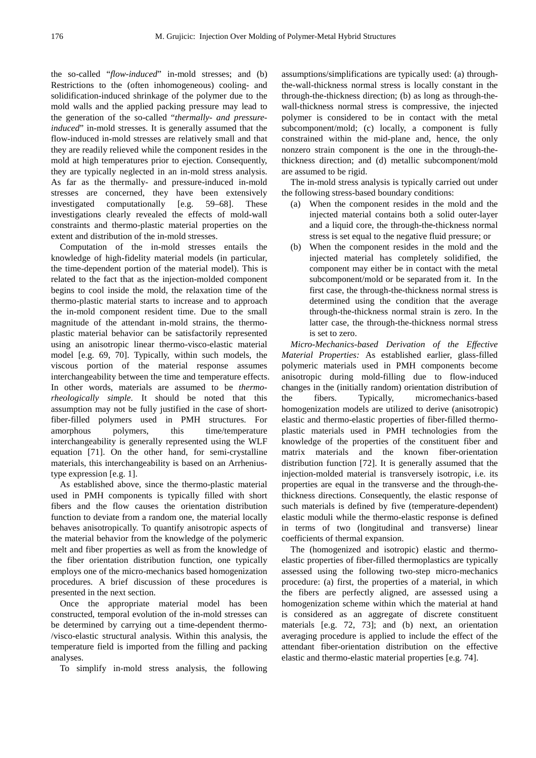the so-called "*flow-induced*" in-mold stresses; and (b) Restrictions to the (often inhomogeneous) cooling- and solidification-induced shrinkage of the polymer due to the mold walls and the applied packing pressure may lead to the generation of the so-called "*thermally- and pressure-induced*" in-mold stresses. It is generally assumed that the flow-induced in-mold stresses are relatively small and that they are readily relieved while the component resides in the mold at high temperatures prior to ejection. Consequently, they are typically neglected in an in-mold stress analysis. As far as the thermally- and pressure-induced in-mold stresses are concerned, they have been extensively investigated computationally [e.g. 59–68]. These investigations clearly revealed the effects of mold-wall constraints and thermo-plastic material properties on the extent and distribution of the in-mold stresses.

Computation of the in-mold stresses entails the knowledge of high-fidelity material models (in particular, the time-dependent portion of the material model). This is related to the fact that as the injection-molded component begins to cool inside the mold, the relaxation time of the thermo-plastic material starts to increase and to approach the in-mold component resident time. Due to the small magnitude of the attendant in-mold strains, the thermo-plastic material behavior can be satisfactorily represented using an anisotropic linear thermo-visco-elastic material model [e.g. 69, 70]. Typically, within such models, the viscous portion of the material response assumes interchangeability between the time and temperature effects. In other words, materials are assumed to be *thermo-rheologically simple*. It should be noted that this assumption may not be fully justified in the case of short-fiber-filled polymers used in PMH structures. For amorphous polymers, this time/temperature interchangeability is generally represented using the WLF equation [71]. On the other hand, for semi-crystalline materials, this interchangeability is based on an Arrhenius-type expression [e.g. 1].

As established above, since the thermo-plastic material used in PMH components is typically filled with short fibers and the flow causes the orientation distribution function to deviate from a random one, the material locally behaves anisotropically. To quantify anisotropic aspects of the material behavior from the knowledge of the polymeric melt and fiber properties as well as from the knowledge of the fiber orientation distribution function, one typically employs one of the micro-mechanics based homogenization procedures. A brief discussion of these procedures is presented in the next section.

Once the appropriate material model has been constructed, temporal evolution of the in-mold stresses can be determined by carrying out a time-dependent thermo-/visco-elastic structural analysis. Within this analysis, the temperature field is imported from the filling and packing analyses.

To simplify in-mold stress analysis, the following assumptions/simplifications are typically used: (a) through-the-wall-thickness normal stress is locally constant in the through-the-thickness direction; (b) as long as through-the-wall-thickness normal stress is compressive, the injected polymer is considered to be in contact with the metal subcomponent/mold; (c) locally, a component is fully constrained within the mid-plane and, hence, the only nonzero strain component is the one in the through-the-thickness direction; and (d) metallic subcomponent/mold are assumed to be rigid.

The in-mold stress analysis is typically carried out under the following stress-based boundary conditions:

(a) When the component resides in the mold and the injected material contains both a solid outer-layer and a liquid core, the through-the-thickness normal stress is set equal to the negative fluid pressure; or

(b) When the component resides in the mold and the injected material has completely solidified, the component may either be in contact with the metal subcomponent/mold or be separated from it. In the first case, the through-the-thickness normal stress is determined using the condition that the average through-the-thickness normal strain is zero. In the latter case, the through-the-thickness normal stress is set to zero.

*Micro-Mechanics-based Derivation of the Effective Material Properties:* As established earlier, glass-filled polymeric materials used in PMH components become anisotropic during mold-filling due to flow-induced changes in the (initially random) orientation distribution of the fibers. Typically, micromechanics-based homogenization models are utilized to derive (anisotropic) elastic and thermo-elastic properties of fiber-filled thermo-plastic materials used in PMH technologies from the knowledge of the properties of the constituent fiber and matrix materials and the known fiber-orientation distribution function [72]. It is generally assumed that the injection-molded material is transversely isotropic, i.e. its properties are equal in the transverse and the through-the-thickness directions. Consequently, the elastic response of such materials is defined by five (temperature-dependent) elastic moduli while the thermo-elastic response is defined in terms of two (longitudinal and transverse) linear coefficients of thermal expansion.

The (homogenized and isotropic) elastic and thermo-elastic properties of fiber-filled thermoplastics are typically assessed using the following two-step micro-mechanics procedure: (a) first, the properties of a material, in which the fibers are perfectly aligned, are assessed using a homogenization scheme within which the material at hand is considered as an aggregate of discrete constituent materials [e.g. 72, 73]; and (b) next, an orientation averaging procedure is applied to include the effect of the attendant fiber-orientation distribution on the effective elastic and thermo-elastic material properties [e.g. 74].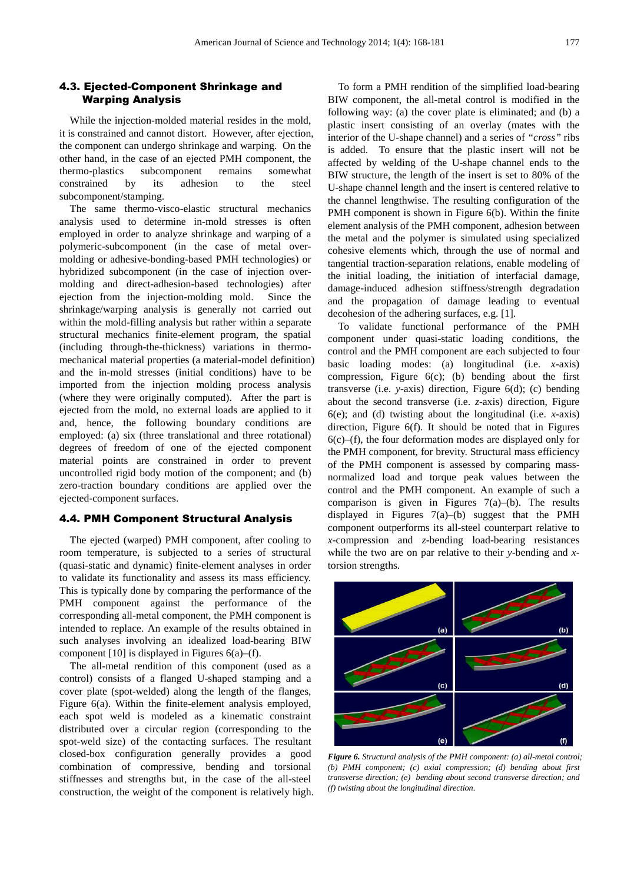### 4.3. Ejected-Component Shrinkage and Warping Analysis

While the injection-molded material resides in the mold, it is constrained and cannot distort. However, after ejection, the component can undergo shrinkage and warping. On the other hand, in the case of an ejected PMH component, the thermo-plastics subcomponent remains somewhat constrained by its adhesion to the steel subcomponent/stamping.

The same thermo-visco-elastic structural mechanics analysis used to determine in-mold stresses is often employed in order to analyze shrinkage and warping of a polymeric-subcomponent (in the case of metal over-molding or adhesive-bonding-based PMH technologies) or hybridized subcomponent (in the case of injection over-molding and direct-adhesion-based technologies) after ejection from the injection-molding mold. Since the shrinkage/warping analysis is generally not carried out within the mold-filling analysis but rather within a separate structural mechanics finite-element program, the spatial (including through-the-thickness) variations in thermo-mechanical material properties (a material-model definition) and the in-mold stresses (initial conditions) have to be imported from the injection molding process analysis (where they were originally computed). After the part is ejected from the mold, no external loads are applied to it and, hence, the following boundary conditions are employed: (a) six (three translational and three rotational) degrees of freedom of one of the ejected component material points are constrained in order to prevent uncontrolled rigid body motion of the component; and (b) zero-traction boundary conditions are applied over the ejected-component surfaces.

### 4.4. PMH Component Structural Analysis

The ejected (warped) PMH component, after cooling to room temperature, is subjected to a series of structural (quasi-static and dynamic) finite-element analyses in order to validate its functionality and assess its mass efficiency. This is typically done by comparing the performance of the PMH component against the performance of the corresponding all-metal component, the PMH component is intended to replace. An example of the results obtained in such analyses involving an idealized load-bearing BIW component [10] is displayed in Figures 6(a)–(f).

The all-metal rendition of this component (used as a control) consists of a flanged U-shaped stamping and a cover plate (spot-welded) along the length of the flanges, Figure 6(a). Within the finite-element analysis employed, each spot weld is modeled as a kinematic constraint distributed over a circular region (corresponding to the spot-weld size) of the contacting surfaces. The resultant closed-box configuration generally provides a good combination of compressive, bending and torsional stiffnesses and strengths but, in the case of the all-steel construction, the weight of the component is relatively high.

To form a PMH rendition of the simplified load-bearing BIW component, the all-metal control is modified in the following way: (a) the cover plate is eliminated; and (b) a plastic insert consisting of an overlay (mates with the interior of the U-shape channel) and a series of *"cross"* ribs is added. To ensure that the plastic insert will not be affected by welding of the U-shape channel ends to the BIW structure, the length of the insert is set to 80% of the U-shape channel length and the insert is centered relative to the channel lengthwise. The resulting configuration of the PMH component is shown in Figure 6(b). Within the finite element analysis of the PMH component, adhesion between the metal and the polymer is simulated using specialized cohesive elements which, through the use of normal and tangential traction-separation relations, enable modeling of the initial loading, the initiation of interfacial damage, damage-induced adhesion stiffness/strength degradation and the propagation of damage leading to eventual decohesion of the adhering surfaces, e.g. [1].

To validate functional performance of the PMH component under quasi-static loading conditions, the control and the PMH component are each subjected to four basic loading modes: (a) longitudinal (i.e. $x$-axis) compression, Figure 6(c); (b) bending about the first transverse (i.e. $y$-axis) direction, Figure 6(d); (c) bending about the second transverse (i.e. $z$-axis) direction, Figure 6(e); and (d) twisting about the longitudinal (i.e. $x$-axis) direction, Figure 6(f). It should be noted that in Figures 6(c)–(f), the four deformation modes are displayed only for the PMH component, for brevity. Structural mass efficiency of the PMH component is assessed by comparing mass-normalized load and torque peak values between the control and the PMH component. An example of such a comparison is given in Figures 7(a)–(b). The results displayed in Figures 7(a)–(b) suggest that the PMH component outperforms its all-steel counterpart relative to $x$-compression and $z$-bending load-bearing resistances while the two are on par relative to their $y$-bending and $x$-torsion strengths.

(a) (b) (c) (d) (e) (f)

***Figure 6.*** *Structural analysis of the PMH component: (a) all-metal control; (b) PMH component; (c) axial compression; (d) bending about first transverse direction; (e) bending about second transverse direction; and (f) twisting about the longitudinal direction.*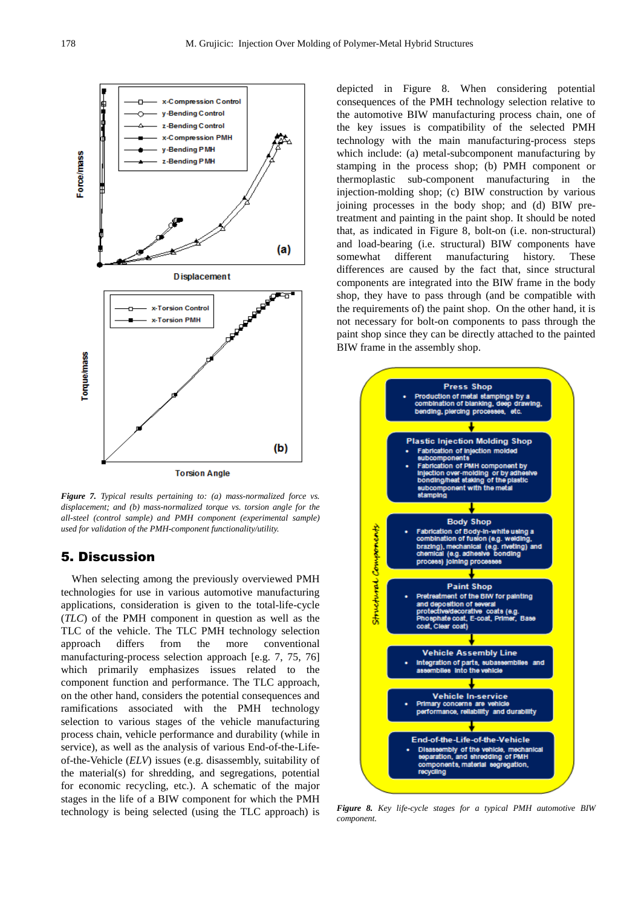*Figure 7. Typical results pertaining to: (a) mass-normalized force vs. displacement; and (b) mass-normalized torque vs. torsion angle for the all-steel (control sample) and PMH component (experimental sample) used for validation of the PMH-component functionality/utility.*

## 5. Discussion

When selecting among the previously overviewed PMH technologies for use in various automotive manufacturing applications, consideration is given to the total-life-cycle (*TLC*) of the PMH component in question as well as the TLC of the vehicle. The TLC PMH technology selection approach differs from the more conventional manufacturing-process selection approach [e.g. 7, 75, 76] which primarily emphasizes issues related to the component function and performance. The TLC approach, on the other hand, considers the potential consequences and ramifications associated with the PMH technology selection to various stages of the vehicle manufacturing process chain, vehicle performance and durability (while in service), as well as the analysis of various End-of-the-Life-of-the-Vehicle (*ELV*) issues (e.g. disassembly, suitability of the material(s) for shredding, and segregations, potential for economic recycling, etc.). A schematic of the major stages in the life of a BIW component for which the PMH technology is being selected (using the TLC approach) is depicted in Figure 8. When considering potential consequences of the PMH technology selection relative to the automotive BIW manufacturing process chain, one of the key issues is compatibility of the selected PMH technology with the main manufacturing-process steps which include: (a) metal-subcomponent manufacturing by stamping in the process shop; (b) PMH component or thermoplastic sub-component manufacturing in the injection-molding shop; (c) BIW construction by various joining processes in the body shop; and (d) BIW pre-treatment and painting in the paint shop. It should be noted that, as indicated in Figure 8, bolt-on (i.e. non-structural) and load-bearing (i.e. structural) BIW components have somewhat different manufacturing history. These differences are caused by the fact that, since structural components are integrated into the BIW frame in the body shop, they have to pass through (and be compatible with the requirements of) the paint shop. On the other hand, it is not necessary for bolt-on components to pass through the paint shop since they can be directly attached to the painted BIW frame in the assembly shop.

*Figure 8. Key life-cycle stages for a typical PMH automotive BIW component.*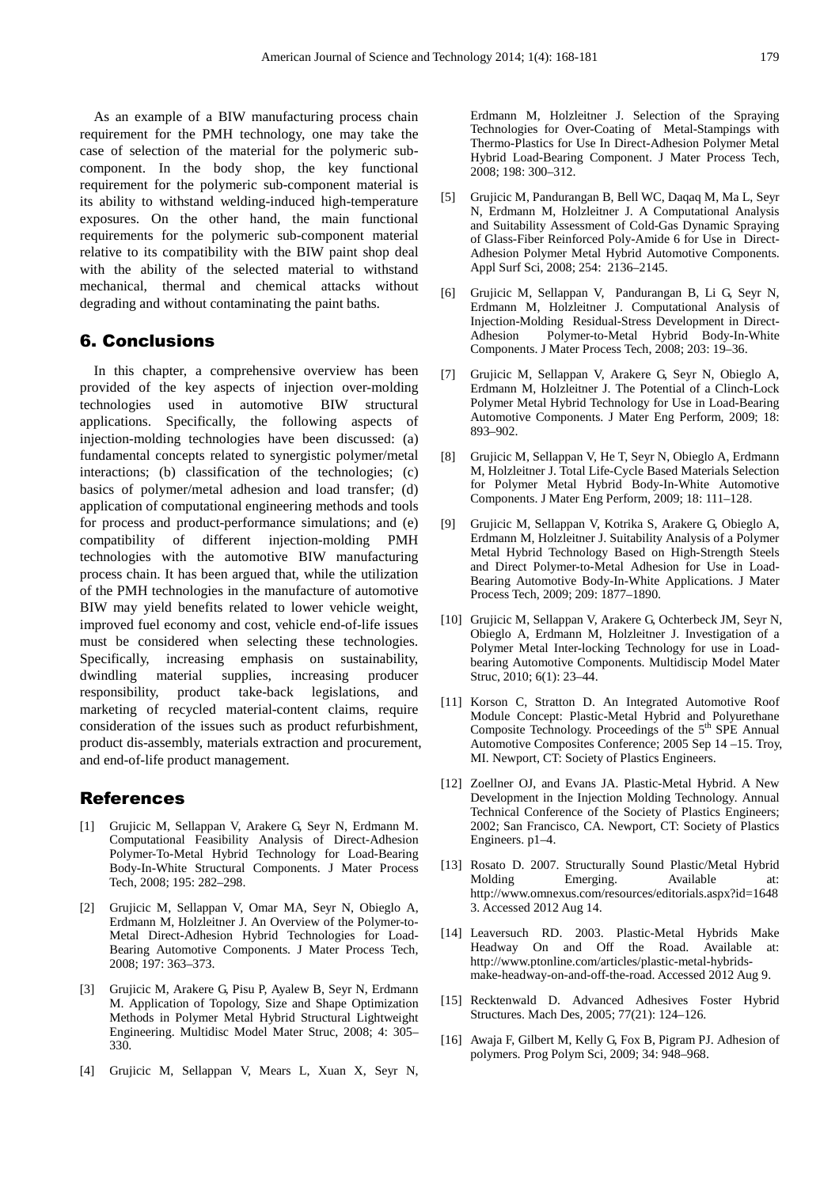As an example of a BIW manufacturing process chain requirement for the PMH technology, one may take the case of selection of the material for the polymeric sub-component. In the body shop, the key functional requirement for the polymeric sub-component material is its ability to withstand welding-induced high-temperature exposures. On the other hand, the main functional requirements for the polymeric sub-component material relative to its compatibility with the BIW paint shop deal with the ability of the selected material to withstand mechanical, thermal and chemical attacks without degrading and without contaminating the paint baths.

## 6. Conclusions

In this chapter, a comprehensive overview has been provided of the key aspects of injection over-molding technologies used in automotive BIW structural applications. Specifically, the following aspects of injection-molding technologies have been discussed: (a) fundamental concepts related to synergistic polymer/metal interactions; (b) classification of the technologies; (c) basics of polymer/metal adhesion and load transfer; (d) application of computational engineering methods and tools for process and product-performance simulations; and (e) compatibility of different injection-molding PMH technologies with the automotive BIW manufacturing process chain. It has been argued that, while the utilization of the PMH technologies in the manufacture of automotive BIW may yield benefits related to lower vehicle weight, improved fuel economy and cost, vehicle end-of-life issues must be considered when selecting these technologies. Specifically, increasing emphasis on sustainability, dwindling material supplies, increasing producer responsibility, product take-back legislations, and marketing of recycled material-content claims, require consideration of the issues such as product refurbishment, product dis-assembly, materials extraction and procurement, and end-of-life product management.

## References

[1] Grujicic M, Sellappan V, Arakere G, Seyr N, Erdmann M. Computational Feasibility Analysis of Direct-Adhesion Polymer-To-Metal Hybrid Technology for Load-Bearing Body-In-White Structural Components. J Mater Process Tech, 2008; 195: 282–298.

[2] Grujicic M, Sellappan V, Omar MA, Seyr N, Obieglo A, Erdmann M, Holzleitner J. An Overview of the Polymer-to-Metal Direct-Adhesion Hybrid Technologies for Load-Bearing Automotive Components. J Mater Process Tech, 2008; 197: 363–373.

[3] Grujicic M, Arakere G, Pisu P, Ayalew B, Seyr N, Erdmann M. Application of Topology, Size and Shape Optimization Methods in Polymer Metal Hybrid Structural Lightweight Engineering. Multidisc Model Mater Struc, 2008; 4: 305–330.

[4] Grujicic M, Sellappan V, Mears L, Xuan X, Seyr N, Erdmann M, Holzleitner J. Selection of the Spraying Technologies for Over-Coating of Metal-Stampings with Thermo-Plastics for Use In Direct-Adhesion Polymer Metal Hybrid Load-Bearing Component. J Mater Process Tech, 2008; 198: 300–312.

[5] Grujicic M, Pandurangan B, Bell WC, Daqaq M, Ma L, Seyr N, Erdmann M, Holzleitner J. A Computational Analysis and Suitability Assessment of Cold-Gas Dynamic Spraying of Glass-Fiber Reinforced Poly-Amide 6 for Use in Direct-Adhesion Polymer Metal Hybrid Automotive Components. Appl Surf Sci, 2008; 254: 2136–2145.

[6] Grujicic M, Sellappan V, Pandurangan B, Li G, Seyr N, Erdmann M, Holzleitner J. Computational Analysis of Injection-Molding Residual-Stress Development in Direct-Adhesion Polymer-to-Metal Hybrid Body-In-White Components. J Mater Process Tech, 2008; 203: 19–36.

[7] Grujicic M, Sellappan V, Arakere G, Seyr N, Obieglo A, Erdmann M, Holzleitner J. The Potential of a Clinch-Lock Polymer Metal Hybrid Technology for Use in Load-Bearing Automotive Components. J Mater Eng Perform, 2009; 18: 893–902.

[8] Grujicic M, Sellappan V, He T, Seyr N, Obieglo A, Erdmann M, Holzleitner J. Total Life-Cycle Based Materials Selection for Polymer Metal Hybrid Body-In-White Automotive Components. J Mater Eng Perform, 2009; 18: 111–128.

[9] Grujicic M, Sellappan V, Kotrika S, Arakere G, Obieglo A, Erdmann M, Holzleitner J. Suitability Analysis of a Polymer Metal Hybrid Technology Based on High-Strength Steels and Direct Polymer-to-Metal Adhesion for Use in Load-Bearing Automotive Body-In-White Applications. J Mater Process Tech, 2009; 209: 1877–1890.

[10] Grujicic M, Sellappan V, Arakere G, Ochterbeck JM, Seyr N, Obieglo A, Erdmann M, Holzleitner J. Investigation of a Polymer Metal Inter-locking Technology for use in Load-bearing Automotive Components. Multidiscip Model Mater Struc, 2010; 6(1): 23–44.

[11] Korson C, Stratton D. An Integrated Automotive Roof Module Concept: Plastic-Metal Hybrid and Polyurethane Composite Technology. Proceedings of the 5th SPE Annual Automotive Composites Conference; 2005 Sep 14 –15. Troy, MI. Newport, CT: Society of Plastics Engineers.

[12] Zoellner OJ, and Evans JA. Plastic-Metal Hybrid. A New Development in the Injection Molding Technology. Annual Technical Conference of the Society of Plastics Engineers; 2002; San Francisco, CA. Newport, CT: Society of Plastics Engineers. p1–4.

[13] Rosato D. 2007. Structurally Sound Plastic/Metal Hybrid Molding Emerging. Available at: http://www.omnexus.com/resources/editorials.aspx?id=16483. Accessed 2012 Aug 14.

[14] Leaversuch RD. 2003. Plastic-Metal Hybrids Make Headway On and Off the Road. Available at: http://www.ptonline.com/articles/plastic-metal-hybrids-make-headway-on-and-off-the-road. Accessed 2012 Aug 9.

[15] Recktenwald D. Advanced Adhesives Foster Hybrid Structures. Mach Des, 2005; 77(21): 124–126.

[16] Awaja F, Gilbert M, Kelly G, Fox B, Pigram PJ. Adhesion of polymers. Prog Polym Sci, 2009; 34: 948–968.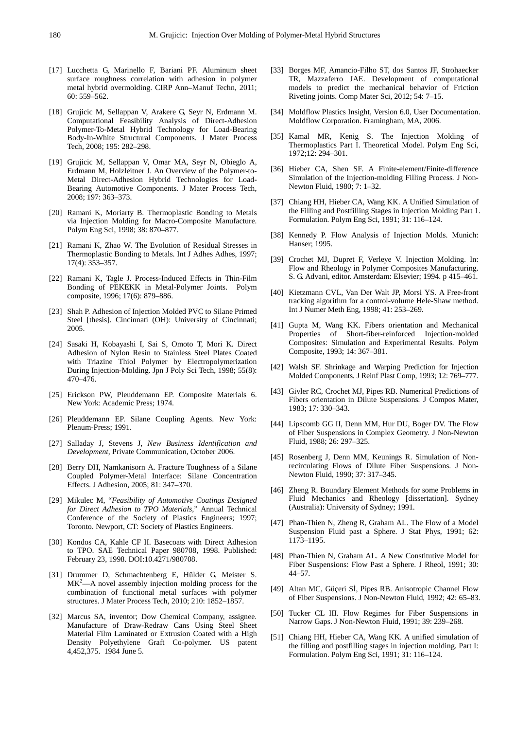[17] Lucchetta G, Marinello F, Bariani PF. Aluminum sheet surface roughness correlation with adhesion in polymer metal hybrid overmolding. CIRP Ann–Manuf Techn, 2011; 60: 559–562.

[18] Grujicic M, Sellappan V, Arakere G, Seyr N, Erdmann M. Computational Feasibility Analysis of Direct-Adhesion Polymer-To-Metal Hybrid Technology for Load-Bearing Body-In-White Structural Components. J Mater Process Tech, 2008; 195: 282–298.

[19] Grujicic M, Sellappan V, Omar MA, Seyr N, Obieglo A, Erdmann M, Holzleitner J. An Overview of the Polymer-to-Metal Direct-Adhesion Hybrid Technologies for Load-Bearing Automotive Components. J Mater Process Tech, 2008; 197: 363–373.

[20] Ramani K, Moriarty B. Thermoplastic Bonding to Metals via Injection Molding for Macro-Composite Manufacture. Polym Eng Sci, 1998; 38: 870–877.

[21] Ramani K, Zhao W. The Evolution of Residual Stresses in Thermoplastic Bonding to Metals. Int J Adhes Adhes, 1997; 17(4): 353–357.

[22] Ramani K, Tagle J. Process-Induced Effects in Thin-Film Bonding of PEKEKK in Metal-Polymer Joints. Polym composite, 1996; 17(6): 879–886.

[23] Shah P. Adhesion of Injection Molded PVC to Silane Primed Steel [thesis]. Cincinnati (OH): University of Cincinnati; 2005.

[24] Sasaki H, Kobayashi I, Sai S, Omoto T, Mori K. Direct Adhesion of Nylon Resin to Stainless Steel Plates Coated with Triazine Thiol Polymer by Electropolymerization During Injection-Molding. Jpn J Poly Sci Tech, 1998; 55(8): 470–476.

[25] Erickson PW, Pleuddemann EP. Composite Materials 6. New York: Academic Press; 1974.

[26] Pleuddemann EP. Silane Coupling Agents. New York: Plenum-Press; 1991.

[27] Salladay J, Stevens J, *New Business Identification and Development*, Private Communication, October 2006.

[28] Berry DH, Namkanisorn A. Fracture Toughness of a Silane Coupled Polymer-Metal Interface: Silane Concentration Effects. J Adhesion, 2005; 81: 347–370.

[29] Mikulec M, "*Feasibility of Automotive Coatings Designed for Direct Adhesion to TPO Materials*," Annual Technical Conference of the Society of Plastics Engineers; 1997; Toronto. Newport, CT: Society of Plastics Engineers.

[30] Kondos CA, Kahle CF II. Basecoats with Direct Adhesion to TPO. SAE Technical Paper 980708, 1998. Published: February 23, 1998. DOI:10.4271/980708.

[31] Drummer D, Schmachtenberg E, Hülder G, Meister S. $MK^2$—A novel assembly injection molding process for the combination of functional metal surfaces with polymer structures. J Mater Process Tech, 2010; 210: 1852–1857.

[32] Marcus SA, inventor; Dow Chemical Company, assignee. Manufacture of Draw-Redraw Cans Using Steel Sheet Material Film Laminated or Extrusion Coated with a High Density Polyethylene Graft Co-polymer. US patent 4,452,375. 1984 June 5.

[33] Borges MF, Amancio-Filho ST, dos Santos JF, Strohaecker TR, Mazzaferro JAE. Development of computational models to predict the mechanical behavior of Friction Riveting joints. Comp Mater Sci, 2012; 54: 7–15.

[34] Moldflow Plastics Insight, Version 6.0, User Documentation. Moldflow Corporation. Framingham, MA, 2006.

[35] Kamal MR, Kenig S. The Injection Molding of Thermoplastics Part I. Theoretical Model. Polym Eng Sci, 1972;12: 294–301.

[36] Hieber CA, Shen SF. A Finite-element/Finite-difference Simulation of the Injection-molding Filling Process. J Non-Newton Fluid, 1980; 7: 1–32.

[37] Chiang HH, Hieber CA, Wang KK. A Unified Simulation of the Filling and Postfilling Stages in Injection Molding Part 1. Formulation. Polym Eng Sci, 1991; 31: 116–124.

[38] Kennedy P. Flow Analysis of Injection Molds. Munich: Hanser; 1995.

[39] Crochet MJ, Dupret F, Verleye V. Injection Molding. In: Flow and Rheology in Polymer Composites Manufacturing. S. G. Advani, editor. Amsterdam: Elsevier; 1994. p 415–461.

[40] Kietzmann CVL, Van Der Walt JP, Morsi YS. A Free-front tracking algorithm for a control-volume Hele-Shaw method. Int J Numer Meth Eng, 1998; 41: 253–269.

[41] Gupta M, Wang KK. Fibers orientation and Mechanical Properties of Short-fiber-reinforced Injection-molded Composites: Simulation and Experimental Results. Polym Composite, 1993; 14: 367–381.

[42] Walsh SF. Shrinkage and Warping Prediction for Injection Molded Components. J Reinf Plast Comp, 1993; 12: 769–777.

[43] Givler RC, Crochet MJ, Pipes RB. Numerical Predictions of Fibers orientation in Dilute Suspensions. J Compos Mater, 1983; 17: 330–343.

[44] Lipscomb GG II, Denn MM, Hur DU, Boger DV. The Flow of Fiber Suspensions in Complex Geometry. J Non-Newton Fluid, 1988; 26: 297–325.

[45] Rosenberg J, Denn MM, Keunings R. Simulation of Non-recirculating Flows of Dilute Fiber Suspensions. J Non-Newton Fluid, 1990; 37: 317–345.

[46] Zheng R. Boundary Element Methods for some Problems in Fluid Mechanics and Rheology [dissertation]. Sydney (Australia): University of Sydney; 1991.

[47] Phan-Thien N, Zheng R, Graham AL. The Flow of a Model Suspension Fluid past a Sphere. J Stat Phys, 1991; 62: 1173–1195.

[48] Phan-Thien N, Graham AL. A New Constitutive Model for Fiber Suspensions: Flow Past a Sphere. J Rheol, 1991; 30: 44–57.

[49] Altan MC, Güçeri Sİ, Pipes RB. Anisotropic Channel Flow of Fiber Suspensions. J Non-Newton Fluid, 1992; 42: 65–83.

[50] Tucker CL III. Flow Regimes for Fiber Suspensions in Narrow Gaps. J Non-Newton Fluid, 1991; 39: 239–268.

[51] Chiang HH, Hieber CA, Wang KK. A unified simulation of the filling and postfilling stages in injection molding. Part I: Formulation. Polym Eng Sci, 1991; 31: 116–124.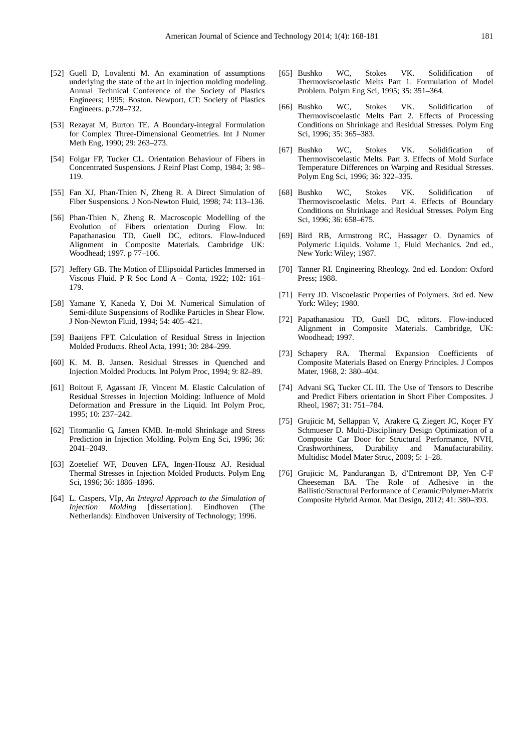[52] Guell D, Lovalenti M. An examination of assumptions underlying the state of the art in injection molding modeling. Annual Technical Conference of the Society of Plastics Engineers; 1995; Boston. Newport, CT: Society of Plastics Engineers. p.728–732.

[53] Rezayat M, Burton TE. A Boundary-integral Formulation for Complex Three-Dimensional Geometries. Int J Numer Meth Eng, 1990; 29: 263–273.

[54] Folgar FP, Tucker CL. Orientation Behaviour of Fibers in Concentrated Suspensions. J Reinf Plast Comp, 1984; 3: 98–119.

[55] Fan XJ, Phan-Thien N, Zheng R. A Direct Simulation of Fiber Suspensions. J Non-Newton Fluid, 1998; 74: 113–136.

[56] Phan-Thien N, Zheng R. Macroscopic Modelling of the Evolution of Fibers orientation During Flow. In: Papathanasiou TD, Guell DC, editors. Flow-Induced Alignment in Composite Materials. Cambridge UK: Woodhead; 1997. p 77–106.

[57] Jeffery GB. The Motion of Ellipsoidal Particles Immersed in Viscous Fluid. P R Soc Lond A – Conta, 1922; 102: 161–179.

[58] Yamane Y, Kaneda Y, Doi M. Numerical Simulation of Semi-dilute Suspensions of Rodlike Particles in Shear Flow. J Non-Newton Fluid, 1994; 54: 405–421.

[59] Baaijens FPT. Calculation of Residual Stress in Injection Molded Products. Rheol Acta, 1991; 30: 284–299.

[60] K. M. B. Jansen. Residual Stresses in Quenched and Injection Molded Products. Int Polym Proc, 1994; 9: 82–89.

[61] Boitout F, Agassant JF, Vincent M. Elastic Calculation of Residual Stresses in Injection Molding: Influence of Mold Deformation and Pressure in the Liquid. Int Polym Proc, 1995; 10: 237–242.

[62] Titomanlio G, Jansen KMB. In-mold Shrinkage and Stress Prediction in Injection Molding. Polym Eng Sci, 1996; 36: 2041–2049.

[63] Zoetelief WF, Douven LFA, Ingen-Housz AJ. Residual Thermal Stresses in Injection Molded Products. Polym Eng Sci, 1996; 36: 1886–1896.

[64] L. Caspers, VIp, *An Integral Approach to the Simulation of Injection Molding* [dissertation]. Eindhoven (The Netherlands): Eindhoven University of Technology; 1996.

[65] Bushko WC, Stokes VK. Solidification of Thermoviscoelastic Melts Part 1. Formulation of Model Problem. Polym Eng Sci, 1995; 35: 351–364.

[66] Bushko WC, Stokes VK. Solidification of Thermoviscoelastic Melts Part 2. Effects of Processing Conditions on Shrinkage and Residual Stresses. Polym Eng Sci, 1996; 35: 365–383.

[67] Bushko WC, Stokes VK. Solidification of Thermoviscoelastic Melts. Part 3. Effects of Mold Surface Temperature Differences on Warping and Residual Stresses. Polym Eng Sci, 1996; 36: 322–335.

[68] Bushko WC, Stokes VK. Solidification of Thermoviscoelastic Melts. Part 4. Effects of Boundary Conditions on Shrinkage and Residual Stresses. Polym Eng Sci, 1996; 36: 658–675.

[69] Bird RB, Armstrong RC, Hassager O. Dynamics of Polymeric Liquids. Volume 1, Fluid Mechanics. 2nd ed., New York: Wiley; 1987.

[70] Tanner RI. Engineering Rheology. 2nd ed. London: Oxford Press; 1988.

[71] Ferry JD. Viscoelastic Properties of Polymers. 3rd ed. New York: Wiley; 1980.

[72] Papathanasiou TD, Guell DC, editors. Flow-induced Alignment in Composite Materials. Cambridge, UK: Woodhead; 1997.

[73] Schapery RA. Thermal Expansion Coefficients of Composite Materials Based on Energy Principles. J Compos Mater, 1968, 2: 380–404.

[74] Advani SG, Tucker CL III. The Use of Tensors to Describe and Predict Fibers orientation in Short Fiber Composites. J Rheol, 1987; 31: 751–784.

[75] Grujicic M, Sellappan V, Arakere G, Ziegert JC, Koçer FY Schmueser D. Multi-Disciplinary Design Optimization of a Composite Car Door for Structural Performance, NVH, Crashworthiness, Durability and Manufacturability. Multidisc Model Mater Struc, 2009; 5: 1–28.

[76] Grujicic M, Pandurangan B, d'Entremont BP, Yen C-F Cheeseman BA. The Role of Adhesive in the Ballistic/Structural Performance of Ceramic/Polymer-Matrix Composite Hybrid Armor. Mat Design, 2012; 41: 380–393.